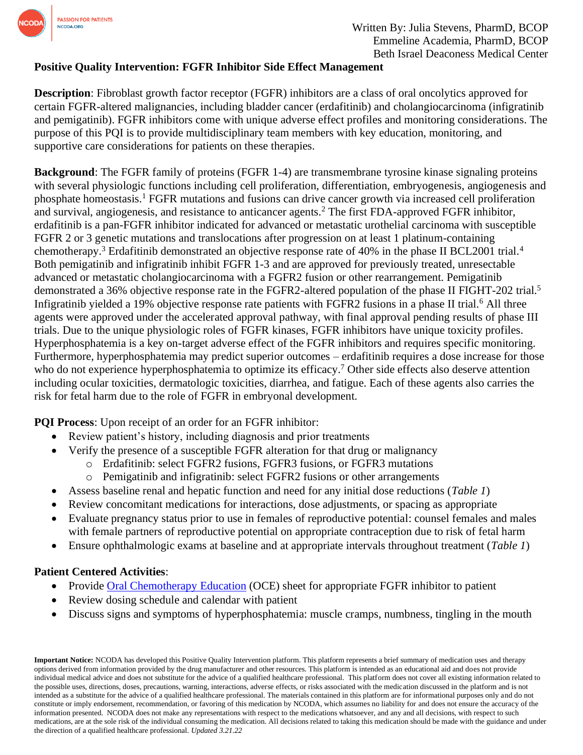Written By: Julia Stevens, PharmD, BCOP
Emmeline Academia, PharmD, BCOP
Beth Israel Deaconess Medical Center

**Positive Quality Intervention: FGFR Inhibitor Side Effect Management**

**Description**: Fibroblast growth factor receptor (FGFR) inhibitors are a class of oral oncolytics approved for certain FGFR-altered malignancies, including bladder cancer (erdafitinib) and cholangiocarcinoma (infigratinib and pemigatinib). FGFR inhibitors come with unique adverse effect profiles and monitoring considerations. The purpose of this PQI is to provide multidisciplinary team members with key education, monitoring, and supportive care considerations for patients on these therapies.

**Background**: The FGFR family of proteins (FGFR 1-4) are transmembrane tyrosine kinase signaling proteins with several physiologic functions including cell proliferation, differentiation, embryogenesis, angiogenesis and phosphate homeostasis.[1] FGFR mutations and fusions can drive cancer growth via increased cell proliferation and survival, angiogenesis, and resistance to anticancer agents.[2] The first FDA-approved FGFR inhibitor, erdafitinib is a pan-FGFR inhibitor indicated for advanced or metastatic urothelial carcinoma with susceptible FGFR 2 or 3 genetic mutations and translocations after progression on at least 1 platinum-containing chemotherapy.[3] Erdafitinib demonstrated an objective response rate of 40% in the phase II BCL2001 trial.[4] Both pemigatinib and infigratinib inhibit FGFR 1-3 and are approved for previously treated, unresectable advanced or metastatic cholangiocarcinoma with a FGFR2 fusion or other rearrangement. Pemigatinib demonstrated a 36% objective response rate in the FGFR2-altered population of the phase II FIGHT-202 trial.[5] Infigratinib yielded a 19% objective response rate patients with FGFR2 fusions in a phase II trial.[6] All three agents were approved under the accelerated approval pathway, with final approval pending results of phase III trials. Due to the unique physiologic roles of FGFR kinases, FGFR inhibitors have unique toxicity profiles. Hyperphosphatemia is a key on-target adverse effect of the FGFR inhibitors and requires specific monitoring. Furthermore, hyperphosphatemia may predict superior outcomes – erdafitinib requires a dose increase for those who do not experience hyperphosphatemia to optimize its efficacy.[7] Other side effects also deserve attention including ocular toxicities, dermatologic toxicities, diarrhea, and fatigue. Each of these agents also carries the risk for fetal harm due to the role of FGFR in embryonal development.

**PQI Process**: Upon receipt of an order for an FGFR inhibitor:

- Review patient's history, including diagnosis and prior treatments
- Verify the presence of a susceptible FGFR alteration for that drug or malignancy
  - Erdafitinib: select FGFR2 fusions, FGFR3 fusions, or FGFR3 mutations
  - Pemigatinib and infigratinib: select FGFR2 fusions or other arrangements
- Assess baseline renal and hepatic function and need for any initial dose reductions (*Table 1*)
- Review concomitant medications for interactions, dose adjustments, or spacing as appropriate
- Evaluate pregnancy status prior to use in females of reproductive potential: counsel females and males with female partners of reproductive potential on appropriate contraception due to risk of fetal harm
- Ensure ophthalmologic exams at baseline and at appropriate intervals throughout treatment (*Table 1*)

**Patient Centered Activities**:

- Provide Oral Chemotherapy Education (OCE) sheet for appropriate FGFR inhibitor to patient
- Review dosing schedule and calendar with patient
- Discuss signs and symptoms of hyperphosphatemia: muscle cramps, numbness, tingling in the mouth

**Important Notice:** NCODA has developed this Positive Quality Intervention platform. This platform represents a brief summary of medication uses and therapy options derived from information provided by the drug manufacturer and other resources. This platform is intended as an educational aid and does not provide individual medical advice and does not substitute for the advice of a qualified healthcare professional. This platform does not cover all existing information related to the possible uses, directions, doses, precautions, warning, interactions, adverse effects, or risks associated with the medication discussed in the platform and is not intended as a substitute for the advice of a qualified healthcare professional. The materials contained in this platform are for informational purposes only and do not constitute or imply endorsement, recommendation, or favoring of this medication by NCODA, which assumes no liability for and does not ensure the accuracy of the information presented. NCODA does not make any representations with respect to the medications whatsoever, and any and all decisions, with respect to such medications, are at the sole risk of the individual consuming the medication. All decisions related to taking this medication should be made with the guidance and under the direction of a qualified healthcare professional. *Updated 3.21.22*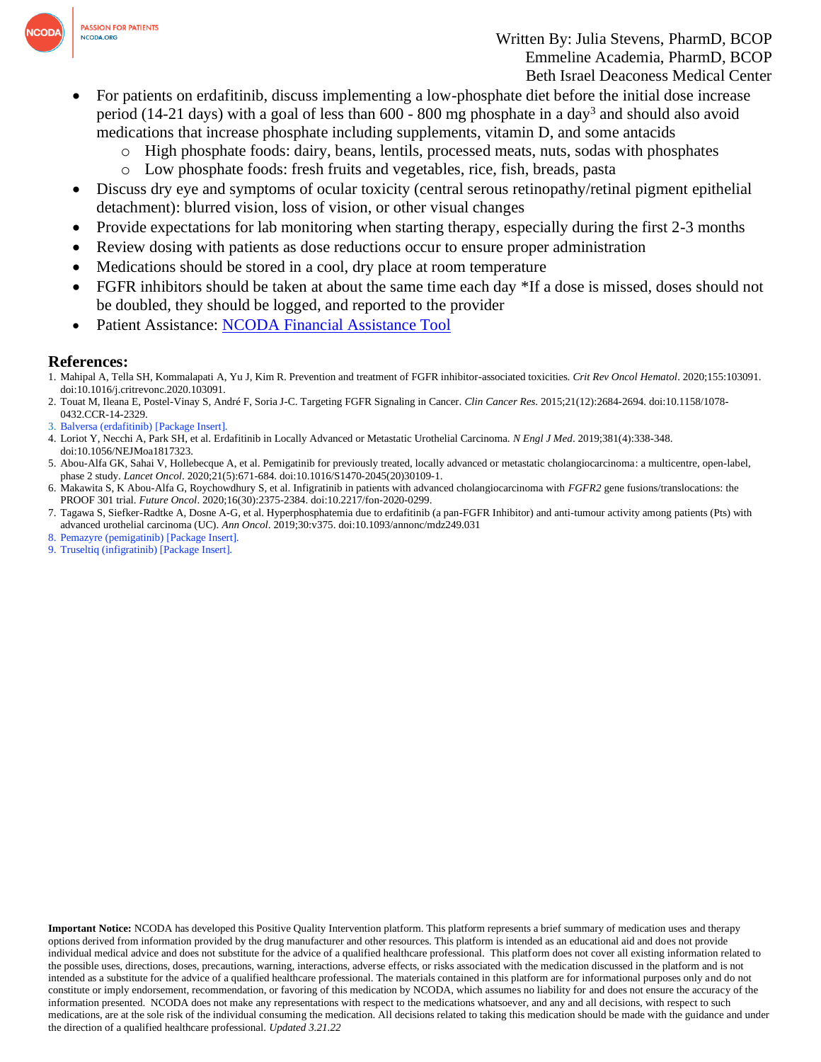- For patients on erdafitinib, discuss implementing a low-phosphate diet before the initial dose increase period (14-21 days) with a goal of less than 600 - 800 mg phosphate in a day[3] and should also avoid medications that increase phosphate including supplements, vitamin D, and some antacids
  - High phosphate foods: dairy, beans, lentils, processed meats, nuts, sodas with phosphates
  - Low phosphate foods: fresh fruits and vegetables, rice, fish, breads, pasta
- Discuss dry eye and symptoms of ocular toxicity (central serous retinopathy/retinal pigment epithelial detachment): blurred vision, loss of vision, or other visual changes
- Provide expectations for lab monitoring when starting therapy, especially during the first 2-3 months
- Review dosing with patients as dose reductions occur to ensure proper administration
- Medications should be stored in a cool, dry place at room temperature
- FGFR inhibitors should be taken at about the same time each day *If a dose is missed, doses should not be doubled, they should be logged, and reported to the provider
- Patient Assistance: [NCODA Financial Assistance Tool]

## References:

1. Mahipal A, Tella SH, Kommalapati A, Yu J, Kim R. Prevention and treatment of FGFR inhibitor-associated toxicities. *Crit Rev Oncol Hematol*. 2020;155:103091. doi:10.1016/j.critrevonc.2020.103091.
2. Touat M, Ileana E, Postel-Vinay S, André F, Soria J-C. Targeting FGFR Signaling in Cancer. *Clin Cancer Res*. 2015;21(12):2684-2694. doi:10.1158/1078-0432.CCR-14-2329.
3. Balversa (erdafitinib) [Package Insert].
4. Loriot Y, Necchi A, Park SH, et al. Erdafitinib in Locally Advanced or Metastatic Urothelial Carcinoma. *N Engl J Med*. 2019;381(4):338-348. doi:10.1056/NEJMoa1817323.
5. Abou-Alfa GK, Sahai V, Hollebecque A, et al. Pemigatinib for previously treated, locally advanced or metastatic cholangiocarcinoma: a multicentre, open-label, phase 2 study. *Lancet Oncol*. 2020;21(5):671-684. doi:10.1016/S1470-2045(20)30109-1.
6. Makawita S, K Abou-Alfa G, Roychowdhury S, et al. Infigratinib in patients with advanced cholangiocarcinoma with *FGFR2* gene fusions/translocations: the PROOF 301 trial. *Future Oncol*. 2020;16(30):2375-2384. doi:10.2217/fon-2020-0299.
7. Tagawa S, Siefker-Radtke A, Dosne A-G, et al. Hyperphosphatemia due to erdafitinib (a pan-FGFR Inhibitor) and anti-tumour activity among patients (Pts) with advanced urothelial carcinoma (UC). *Ann Oncol*. 2019;30:v375. doi:10.1093/annonc/mdz249.031
8. Pemazyre (pemigatinib) [Package Insert].
9. Truseltiq (infigratinib) [Package Insert].

**Important Notice:** NCODA has developed this Positive Quality Intervention platform. This platform represents a brief summary of medication uses and therapy options derived from information provided by the drug manufacturer and other resources. This platform is intended as an educational aid and does not provide individual medical advice and does not substitute for the advice of a qualified healthcare professional. This platform does not cover all existing information related to the possible uses, directions, doses, precautions, warning, interactions, adverse effects, or risks associated with the medication discussed in the platform and is not intended as a substitute for the advice of a qualified healthcare professional. The materials contained in this platform are for informational purposes only and do not constitute or imply endorsement, recommendation, or favoring of this medication by NCODA, which assumes no liability for and does not ensure the accuracy of the information presented. NCODA does not make any representations with respect to the medications whatsoever, and any and all decisions, with respect to such medications, are at the sole risk of the individual consuming the medication. All decisions related to taking this medication should be made with the guidance and under the direction of a qualified healthcare professional. *Updated 3.21.22*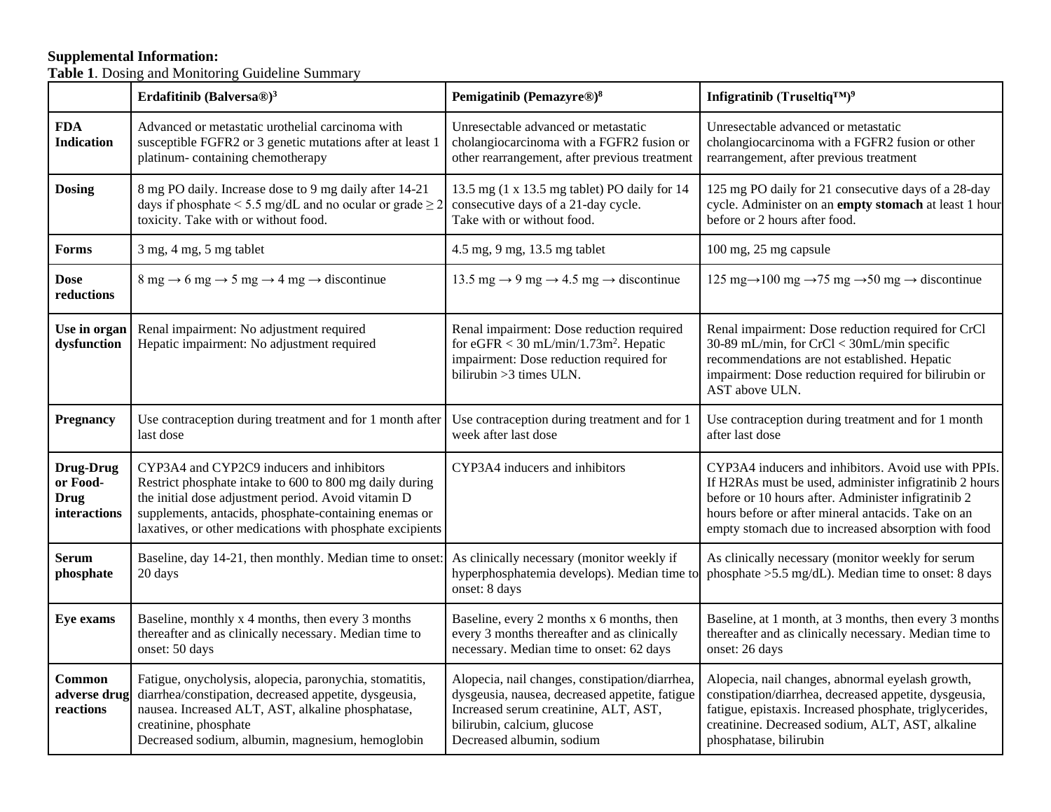**Supplemental Information:**

**Table 1**. Dosing and Monitoring Guideline Summary

| | Erdafitinib (Balversa®)[3] | Pemigatinib (Pemazyre®)[8] | Infigratinib (Truseltiq™)[9] |
|---|---|---|---|
| **FDA Indication** | Advanced or metastatic urothelial carcinoma with susceptible FGFR2 or 3 genetic mutations after at least 1 platinum- containing chemotherapy | Unresectable advanced or metastatic cholangiocarcinoma with a FGFR2 fusion or other rearrangement, after previous treatment | Unresectable advanced or metastatic cholangiocarcinoma with a FGFR2 fusion or other rearrangement, after previous treatment |
| **Dosing** | 8 mg PO daily. Increase dose to 9 mg daily after 14-21 days if phosphate < 5.5 mg/dL and no ocular or grade ≥ 2 toxicity. Take with or without food. | 13.5 mg (1 x 13.5 mg tablet) PO daily for 14 consecutive days of a 21-day cycle. Take with or without food. | 125 mg PO daily for 21 consecutive days of a 28-day cycle. Administer on an **empty stomach** at least 1 hour before or 2 hours after food. |
| **Forms** | 3 mg, 4 mg, 5 mg tablet | 4.5 mg, 9 mg, 13.5 mg tablet | 100 mg, 25 mg capsule |
| **Dose reductions** | 8 mg → 6 mg → 5 mg → 4 mg → discontinue | 13.5 mg → 9 mg → 4.5 mg → discontinue | 125 mg→100 mg →75 mg →50 mg → discontinue |
| **Use in organ dysfunction** | Renal impairment: No adjustment required Hepatic impairment: No adjustment required | Renal impairment: Dose reduction required for eGFR < 30 mL/min/1.73m$^2$. Hepatic impairment: Dose reduction required for bilirubin >3 times ULN. | Renal impairment: Dose reduction required for CrCl 30-89 mL/min, for CrCl < 30mL/min specific recommendations are not established. Hepatic impairment: Dose reduction required for bilirubin or AST above ULN. |
| **Pregnancy** | Use contraception during treatment and for 1 month after last dose | Use contraception during treatment and for 1 week after last dose | Use contraception during treatment and for 1 month after last dose |
| **Drug-Drug or Food-Drug interactions** | CYP3A4 and CYP2C9 inducers and inhibitors Restrict phosphate intake to 600 to 800 mg daily during the initial dose adjustment period. Avoid vitamin D supplements, antacids, phosphate-containing enemas or laxatives, or other medications with phosphate excipients | CYP3A4 inducers and inhibitors | CYP3A4 inducers and inhibitors. Avoid use with PPIs. If H2RAs must be used, administer infigratinib 2 hours before or 10 hours after. Administer infigratinib 2 hours before or after mineral antacids. Take on an empty stomach due to increased absorption with food |
| **Serum phosphate** | Baseline, day 14-21, then monthly. Median time to onset: 20 days | As clinically necessary (monitor weekly if hyperphosphatemia develops). Median time to onset: 8 days | As clinically necessary (monitor weekly for serum phosphate >5.5 mg/dL). Median time to onset: 8 days |
| **Eye exams** | Baseline, monthly x 4 months, then every 3 months thereafter and as clinically necessary. Median time to onset: 50 days | Baseline, every 2 months x 6 months, then every 3 months thereafter and as clinically necessary. Median time to onset: 62 days | Baseline, at 1 month, at 3 months, then every 3 months thereafter and as clinically necessary. Median time to onset: 26 days |
| **Common adverse drug reactions** | Fatigue, onycholysis, alopecia, paronychia, stomatitis, diarrhea/constipation, decreased appetite, dysgeusia, nausea. Increased ALT, AST, alkaline phosphatase, creatinine, phosphate Decreased sodium, albumin, magnesium, hemoglobin | Alopecia, nail changes, constipation/diarrhea, dysgeusia, nausea, decreased appetite, fatigue Increased serum creatinine, ALT, AST, bilirubin, calcium, glucose Decreased albumin, sodium | Alopecia, nail changes, abnormal eyelash growth, constipation/diarrhea, decreased appetite, dysgeusia, fatigue, epistaxis. Increased phosphate, triglycerides, creatinine. Decreased sodium, ALT, AST, alkaline phosphatase, bilirubin |